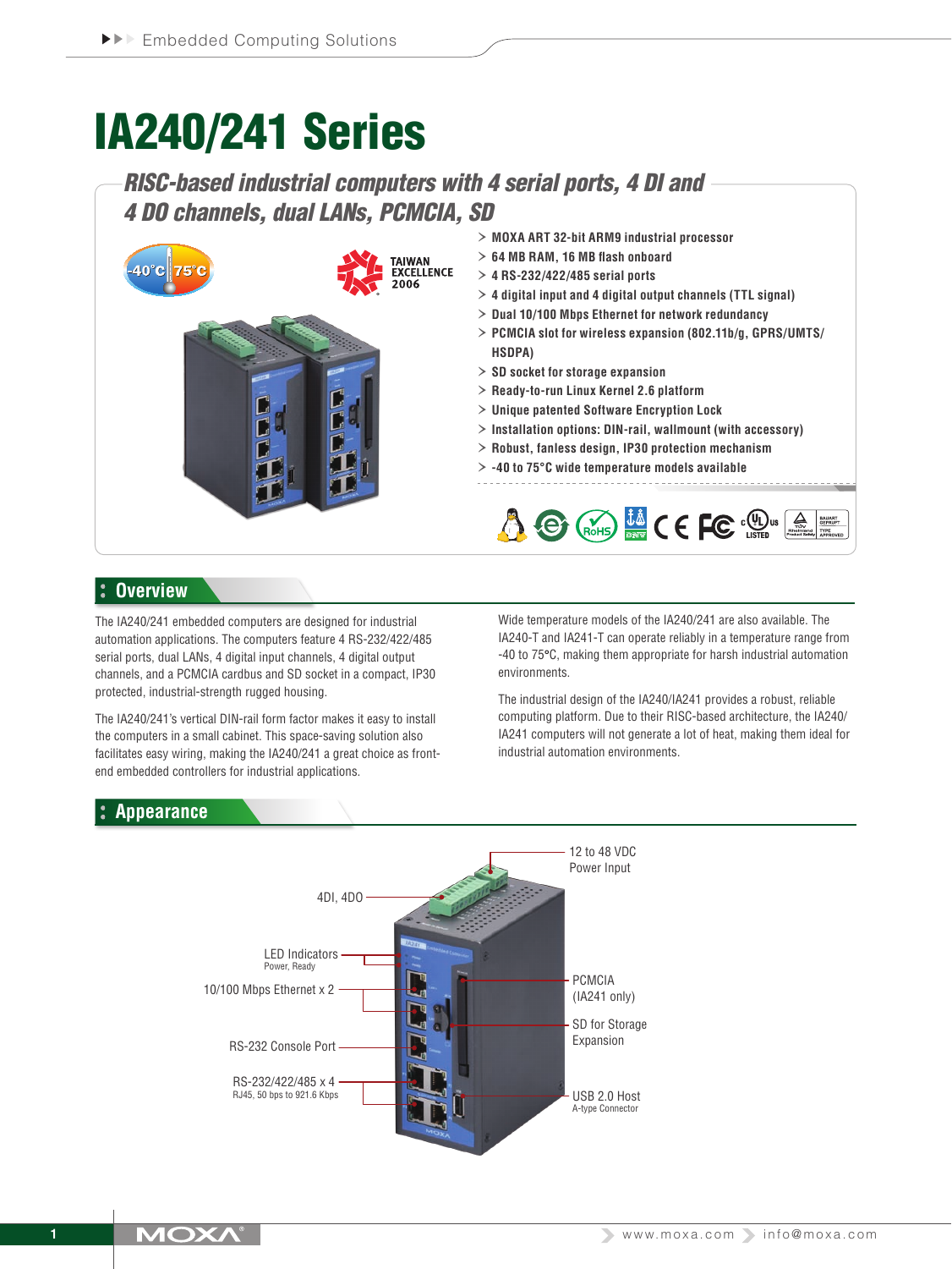# IA240/241 Series

## RISC-based industrial computers with 4 serial ports, 4 DI and 4 DO channels, dual LANs, PCMCIA, SD

-40°C 75°C

TAIWAN EXCELLENCE 2006

- MOXA ART 32-bit ARM9 industrial processor
- 64 MB RAM, 16 MB flash onboard
- 4 RS-232/422/485 serial ports
- 4 digital input and 4 digital output channels (TTL signal)
- Dual 10/100 Mbps Ethernet for network redundancy
- PCMCIA slot for wireless expansion (802.11b/g, GPRS/UMTS/HSDPA)
- SD socket for storage expansion
- Ready-to-run Linux Kernel 2.6 platform
- Unique patented Software Encryption Lock
- Installation options: DIN-rail, wallmount (with accessory)
- Robust, fanless design, IP30 protection mechanism
- -40 to 75°C wide temperature models available

## Overview

The IA240/241 embedded computers are designed for industrial automation applications. The computers feature 4 RS-232/422/485 serial ports, dual LANs, 4 digital input channels, 4 digital output channels, and a PCMCIA cardbus and SD socket in a compact, IP30 protected, industrial-strength rugged housing.

The IA240/241's vertical DIN-rail form factor makes it easy to install the computers in a small cabinet. This space-saving solution also facilitates easy wiring, making the IA240/241 a great choice as front-end embedded controllers for industrial applications.

Wide temperature models of the IA240/241 are also available. The IA240-T and IA241-T can operate reliably in a temperature range from -40 to 75°C, making them appropriate for harsh industrial automation environments.

The industrial design of the IA240/IA241 provides a robust, reliable computing platform. Due to their RISC-based architecture, the IA240/IA241 computers will not generate a lot of heat, making them ideal for industrial automation environments.

## Appearance

12 to 48 VDC Power Input

4DI, 4DO

LED Indicators
Power, Ready

10/100 Mbps Ethernet x 2

RS-232 Console Port

RS-232/422/485 x 4
RJ45, 50 bps to 921.6 Kbps

PCMCIA
(IA241 only)

SD for Storage Expansion

USB 2.0 Host
A-type Connector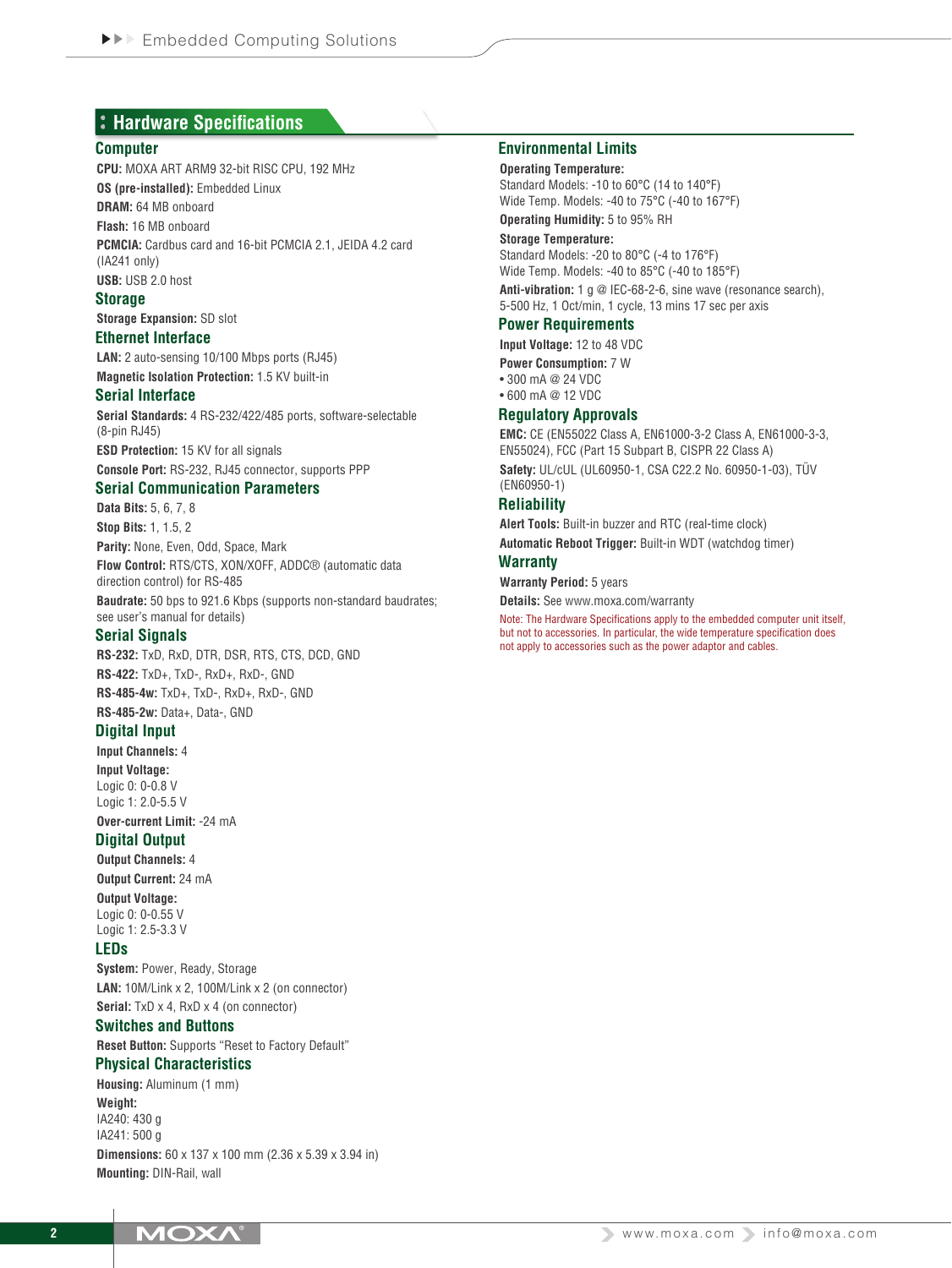## Hardware Specifications

### Computer

**CPU:** MOXA ART ARM9 32-bit RISC CPU, 192 MHz

**OS (pre-installed):** Embedded Linux

**DRAM:** 64 MB onboard

**Flash:** 16 MB onboard

**PCMCIA:** Cardbus card and 16-bit PCMCIA 2.1, JEIDA 4.2 card (IA241 only)

**USB:** USB 2.0 host

### Storage

**Storage Expansion:** SD slot

### Ethernet Interface

**LAN:** 2 auto-sensing 10/100 Mbps ports (RJ45)

**Magnetic Isolation Protection:** 1.5 KV built-in

### Serial Interface

**Serial Standards:** 4 RS-232/422/485 ports, software-selectable (8-pin RJ45)

**ESD Protection:** 15 KV for all signals

**Console Port:** RS-232, RJ45 connector, supports PPP

### Serial Communication Parameters

**Data Bits:** 5, 6, 7, 8

**Stop Bits:** 1, 1.5, 2

**Parity:** None, Even, Odd, Space, Mark

**Flow Control:** RTS/CTS, XON/XOFF, ADDC® (automatic data direction control) for RS-485

**Baudrate:** 50 bps to 921.6 Kbps (supports non-standard baudrates; see user's manual for details)

### Serial Signals

**RS-232:** TxD, RxD, DTR, DSR, RTS, CTS, DCD, GND

**RS-422:** TxD+, TxD-, RxD+, RxD-, GND

**RS-485-4w:** TxD+, TxD-, RxD+, RxD-, GND

**RS-485-2w:** Data+, Data-, GND

### Digital Input

**Input Channels:** 4

**Input Voltage:**
Logic 0: 0-0.8 V
Logic 1: 2.0-5.5 V

**Over-current Limit:** -24 mA

### Digital Output

**Output Channels:** 4

**Output Current:** 24 mA

**Output Voltage:**
Logic 0: 0-0.55 V
Logic 1: 2.5-3.3 V

### LEDs

**System:** Power, Ready, Storage

**LAN:** 10M/Link x 2, 100M/Link x 2 (on connector)

**Serial:** TxD x 4, RxD x 4 (on connector)

### Switches and Buttons

**Reset Button:** Supports "Reset to Factory Default"

### Physical Characteristics

**Housing:** Aluminum (1 mm)

**Weight:**
IA240: 430 g
IA241: 500 g

**Dimensions:** 60 x 137 x 100 mm (2.36 x 5.39 x 3.94 in)

**Mounting:** DIN-Rail, wall

### Environmental Limits

**Operating Temperature:**
Standard Models: -10 to 60°C (14 to 140°F)
Wide Temp. Models: -40 to 75°C (-40 to 167°F)

**Operating Humidity:** 5 to 95% RH

**Storage Temperature:**
Standard Models: -20 to 80°C (-4 to 176°F)
Wide Temp. Models: -40 to 85°C (-40 to 185°F)

**Anti-vibration:** 1 g @ IEC-68-2-6, sine wave (resonance search), 5-500 Hz, 1 Oct/min, 1 cycle, 13 mins 17 sec per axis

### Power Requirements

**Input Voltage:** 12 to 48 VDC

**Power Consumption:** 7 W
- 300 mA @ 24 VDC
- 600 mA @ 12 VDC

### Regulatory Approvals

**EMC:** CE (EN55022 Class A, EN61000-3-2 Class A, EN61000-3-3, EN55024), FCC (Part 15 Subpart B, CISPR 22 Class A)

**Safety:** UL/cUL (UL60950-1, CSA C22.2 No. 60950-1-03), TÜV (EN60950-1)

### Reliability

**Alert Tools:** Built-in buzzer and RTC (real-time clock)

**Automatic Reboot Trigger:** Built-in WDT (watchdog timer)

### Warranty

**Warranty Period:** 5 years

**Details:** See www.moxa.com/warranty

Note: The Hardware Specifications apply to the embedded computer unit itself, but not to accessories. In particular, the wide temperature specification does not apply to accessories such as the power adaptor and cables.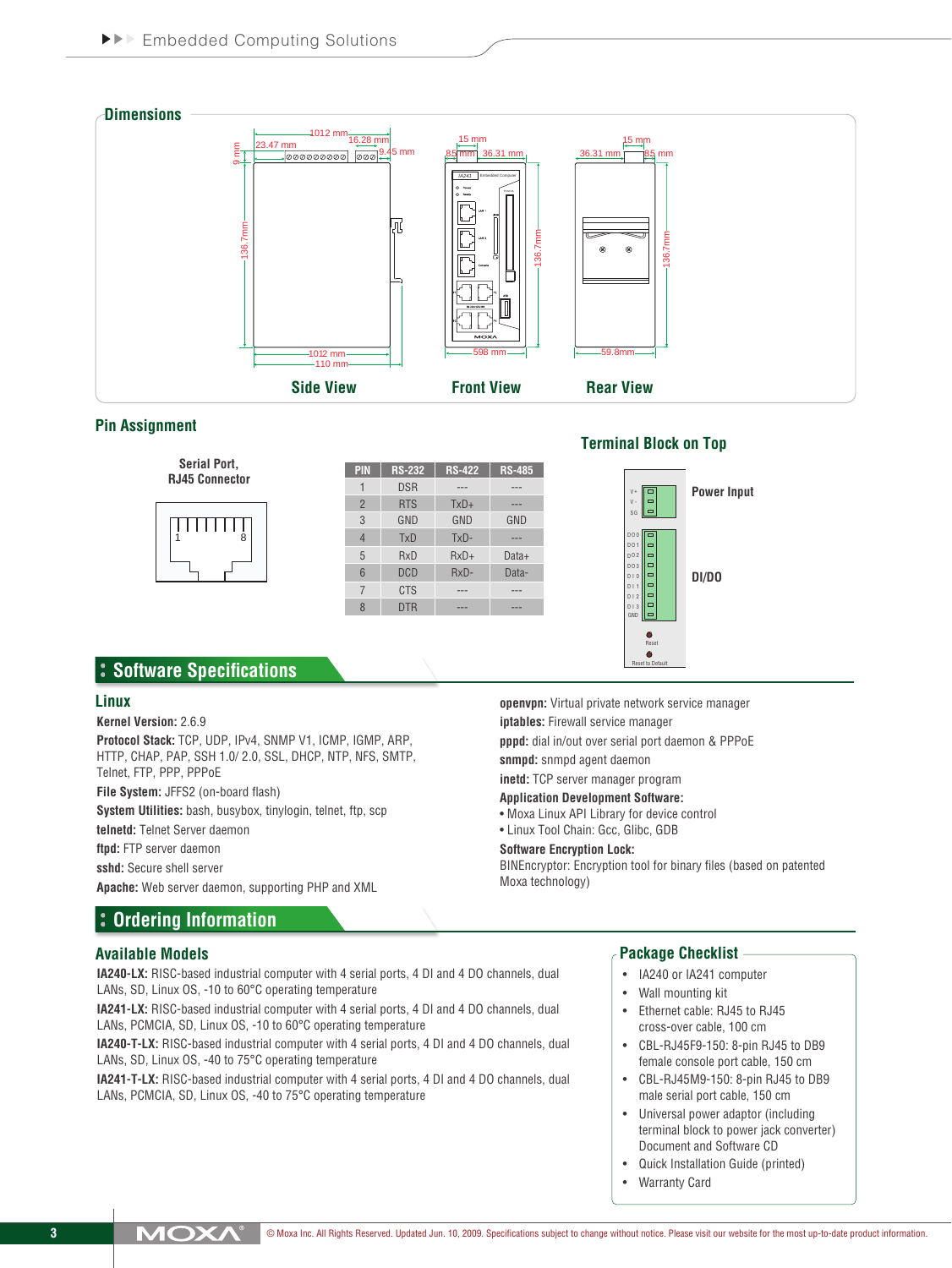## Dimensions

23.47 mm
1012 mm
16.28 mm
9 mm
9.45 mm
136.7mm
1012 mm
110 mm

15 mm
85 mm
36.31 mm
136.7mm
598 mm

15 mm
36.31 mm
85 mm
136.7mm
59.8mm

Side View

Front View

Rear View

## Pin Assignment

Serial Port, RJ45 Connector

1 8

| PIN | RS-232 | RS-422 | RS-485 |
|---|---|---|---|
| 1 | DSR | --- | --- |
| 2 | RTS | TxD+ | --- |
| 3 | GND | GND | GND |
| 4 | TxD | TxD- | --- |
| 5 | RxD | RxD+ | Data+ |
| 6 | DCD | RxD- | Data- |
| 7 | CTS | --- | --- |
| 8 | DTR | --- | --- |

### Terminal Block on Top

V+
V-
SG
Power Input

DO0
DO1
DO2
DO3
DI0
DI1
DI2
DI3
GND
DI/DO

Reset
Reset to Default

## Software Specifications

### Linux

**Kernel Version:** 2.6.9

**Protocol Stack:** TCP, UDP, IPv4, SNMP V1, ICMP, IGMP, ARP, HTTP, CHAP, PAP, SSH 1.0/ 2.0, SSL, DHCP, NTP, NFS, SMTP, Telnet, FTP, PPP, PPPoE

**File System:** JFFS2 (on-board flash)

**System Utilities:** bash, busybox, tinylogin, telnet, ftp, scp

**telnetd:** Telnet Server daemon

**ftpd:** FTP server daemon

**sshd:** Secure shell server

**Apache:** Web server daemon, supporting PHP and XML

**openvpn:** Virtual private network service manager

**iptables:** Firewall service manager

**pppd:** dial in/out over serial port daemon & PPPoE

**snmpd:** snmpd agent daemon

**inetd:** TCP server manager program

**Application Development Software:**
- Moxa Linux API Library for device control
- Linux Tool Chain: Gcc, Glibc, GDB

**Software Encryption Lock:**
BINEncryptor: Encryption tool for binary files (based on patented Moxa technology)

## Ordering Information

### Available Models

**IA240-LX:** RISC-based industrial computer with 4 serial ports, 4 DI and 4 DO channels, dual LANs, SD, Linux OS, -10 to 60°C operating temperature

**IA241-LX:** RISC-based industrial computer with 4 serial ports, 4 DI and 4 DO channels, dual LANs, PCMCIA, SD, Linux OS, -10 to 60°C operating temperature

**IA240-T-LX:** RISC-based industrial computer with 4 serial ports, 4 DI and 4 DO channels, dual LANs, SD, Linux OS, -40 to 75°C operating temperature

**IA241-T-LX:** RISC-based industrial computer with 4 serial ports, 4 DI and 4 DO channels, dual LANs, PCMCIA, SD, Linux OS, -40 to 75°C operating temperature

### Package Checklist

- IA240 or IA241 computer
- Wall mounting kit
- Ethernet cable: RJ45 to RJ45 cross-over cable, 100 cm
- CBL-RJ45F9-150: 8-pin RJ45 to DB9 female console port cable, 150 cm
- CBL-RJ45M9-150: 8-pin RJ45 to DB9 male serial port cable, 150 cm
- Universal power adaptor (including terminal block to power jack converter) Document and Software CD
- Quick Installation Guide (printed)
- Warranty Card

© Moxa Inc. All Rights Reserved. Updated Jun. 10, 2009. Specifications subject to change without notice. Please visit our website for the most up-to-date product information.